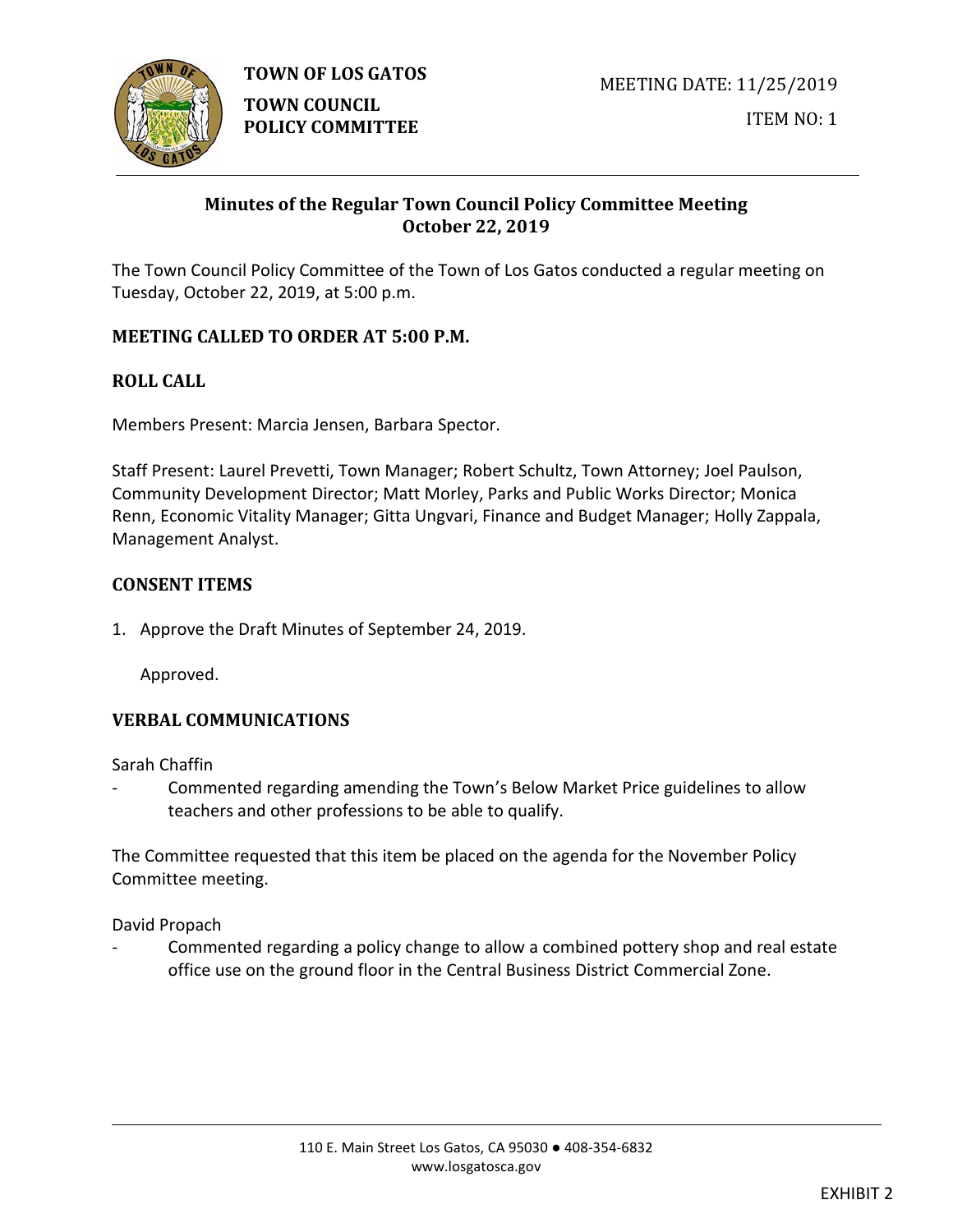**TOWN OF LOS GATOS**

**TOWN COUNCIL POLICY COMMITTEE**

MEETING DATE: 11/25/2019

ITEM NO: 1

## Minutes of the Regular Town Council Policy Committee Meeting October 22, 2019

The Town Council Policy Committee of the Town of Los Gatos conducted a regular meeting on Tuesday, October 22, 2019, at 5:00 p.m.

### MEETING CALLED TO ORDER AT 5:00 P.M.

### ROLL CALL

Members Present: Marcia Jensen, Barbara Spector.

Staff Present: Laurel Prevetti, Town Manager; Robert Schultz, Town Attorney; Joel Paulson, Community Development Director; Matt Morley, Parks and Public Works Director; Monica Renn, Economic Vitality Manager; Gitta Ungvari, Finance and Budget Manager; Holly Zappala, Management Analyst.

### CONSENT ITEMS

1. Approve the Draft Minutes of September 24, 2019.

   Approved.

### VERBAL COMMUNICATIONS

Sarah Chaffin

- Commented regarding amending the Town's Below Market Price guidelines to allow teachers and other professions to be able to qualify.

The Committee requested that this item be placed on the agenda for the November Policy Committee meeting.

David Propach

- Commented regarding a policy change to allow a combined pottery shop and real estate office use on the ground floor in the Central Business District Commercial Zone.

EXHIBIT 2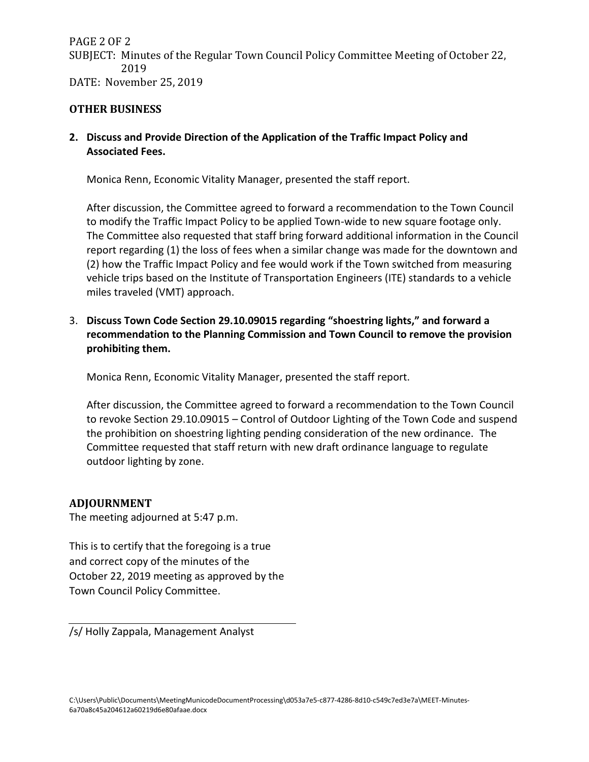## OTHER BUSINESS

**2. Discuss and Provide Direction of the Application of the Traffic Impact Policy and Associated Fees.**

Monica Renn, Economic Vitality Manager, presented the staff report.

After discussion, the Committee agreed to forward a recommendation to the Town Council to modify the Traffic Impact Policy to be applied Town-wide to new square footage only. The Committee also requested that staff bring forward additional information in the Council report regarding (1) the loss of fees when a similar change was made for the downtown and (2) how the Traffic Impact Policy and fee would work if the Town switched from measuring vehicle trips based on the Institute of Transportation Engineers (ITE) standards to a vehicle miles traveled (VMT) approach.

3. **Discuss Town Code Section 29.10.09015 regarding "shoestring lights," and forward a recommendation to the Planning Commission and Town Council to remove the provision prohibiting them.**

Monica Renn, Economic Vitality Manager, presented the staff report.

After discussion, the Committee agreed to forward a recommendation to the Town Council to revoke Section 29.10.09015 – Control of Outdoor Lighting of the Town Code and suspend the prohibition on shoestring lighting pending consideration of the new ordinance. The Committee requested that staff return with new draft ordinance language to regulate outdoor lighting by zone.

## ADJOURNMENT

The meeting adjourned at 5:47 p.m.

This is to certify that the foregoing is a true and correct copy of the minutes of the October 22, 2019 meeting as approved by the Town Council Policy Committee.

/s/ Holly Zappala, Management Analyst